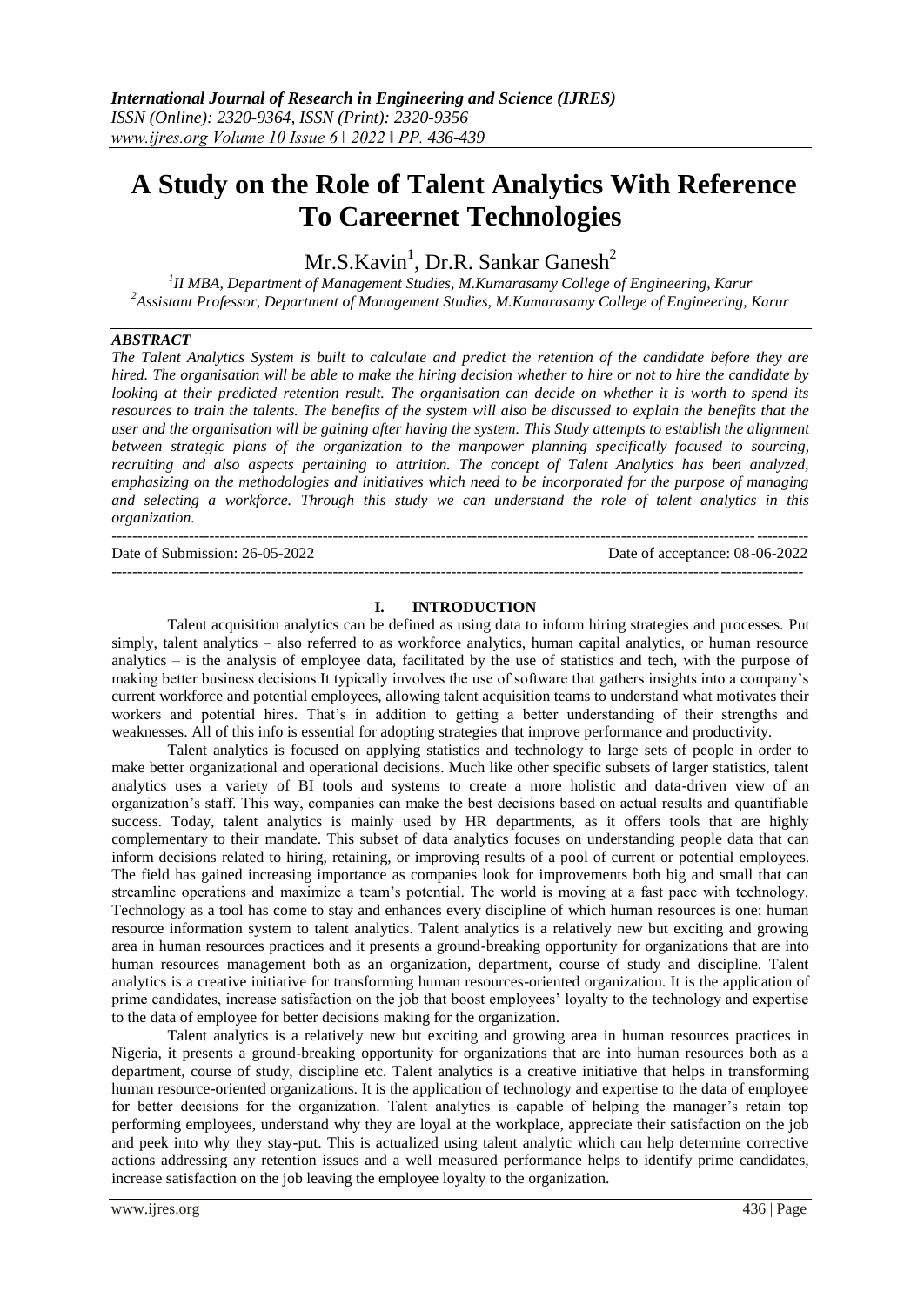# A Study on the Role of Talent Analytics With Reference To Careernet Technologies

Mr.S.Kavin[1], Dr.R. Sankar Ganesh[2]

[1]*II MBA, Department of Management Studies, M.Kumarasamy College of Engineering, Karur*
[2]*Assistant Professor, Department of Management Studies, M.Kumarasamy College of Engineering, Karur*

***ABSTRACT***

*The Talent Analytics System is built to calculate and predict the retention of the candidate before they are hired. The organisation will be able to make the hiring decision whether to hire or not to hire the candidate by looking at their predicted retention result. The organisation can decide on whether it is worth to spend its resources to train the talents. The benefits of the system will also be discussed to explain the benefits that the user and the organisation will be gaining after having the system. This Study attempts to establish the alignment between strategic plans of the organization to the manpower planning specifically focused to sourcing, recruiting and also aspects pertaining to attrition. The concept of Talent Analytics has been analyzed, emphasizing on the methodologies and initiatives which need to be incorporated for the purpose of managing and selecting a workforce. Through this study we can understand the role of talent analytics in this organization.*

Date of Submission: 26-05-2022 Date of acceptance: 08-06-2022

## I. INTRODUCTION

Talent acquisition analytics can be defined as using data to inform hiring strategies and processes. Put simply, talent analytics – also referred to as workforce analytics, human capital analytics, or human resource analytics – is the analysis of employee data, facilitated by the use of statistics and tech, with the purpose of making better business decisions.It typically involves the use of software that gathers insights into a company's current workforce and potential employees, allowing talent acquisition teams to understand what motivates their workers and potential hires. That's in addition to getting a better understanding of their strengths and weaknesses. All of this info is essential for adopting strategies that improve performance and productivity.

Talent analytics is focused on applying statistics and technology to large sets of people in order to make better organizational and operational decisions. Much like other specific subsets of larger statistics, talent analytics uses a variety of BI tools and systems to create a more holistic and data-driven view of an organization's staff. This way, companies can make the best decisions based on actual results and quantifiable success. Today, talent analytics is mainly used by HR departments, as it offers tools that are highly complementary to their mandate. This subset of data analytics focuses on understanding people data that can inform decisions related to hiring, retaining, or improving results of a pool of current or potential employees. The field has gained increasing importance as companies look for improvements both big and small that can streamline operations and maximize a team's potential. The world is moving at a fast pace with technology. Technology as a tool has come to stay and enhances every discipline of which human resources is one: human resource information system to talent analytics. Talent analytics is a relatively new but exciting and growing area in human resources practices and it presents a ground-breaking opportunity for organizations that are into human resources management both as an organization, department, course of study and discipline. Talent analytics is a creative initiative for transforming human resources-oriented organization. It is the application of prime candidates, increase satisfaction on the job that boost employees' loyalty to the technology and expertise to the data of employee for better decisions making for the organization.

Talent analytics is a relatively new but exciting and growing area in human resources practices in Nigeria, it presents a ground-breaking opportunity for organizations that are into human resources both as a department, course of study, discipline etc. Talent analytics is a creative initiative that helps in transforming human resource-oriented organizations. It is the application of technology and expertise to the data of employee for better decisions for the organization. Talent analytics is capable of helping the manager's retain top performing employees, understand why they are loyal at the workplace, appreciate their satisfaction on the job and peek into why they stay-put. This is actualized using talent analytic which can help determine corrective actions addressing any retention issues and a well measured performance helps to identify prime candidates, increase satisfaction on the job leaving the employee loyalty to the organization.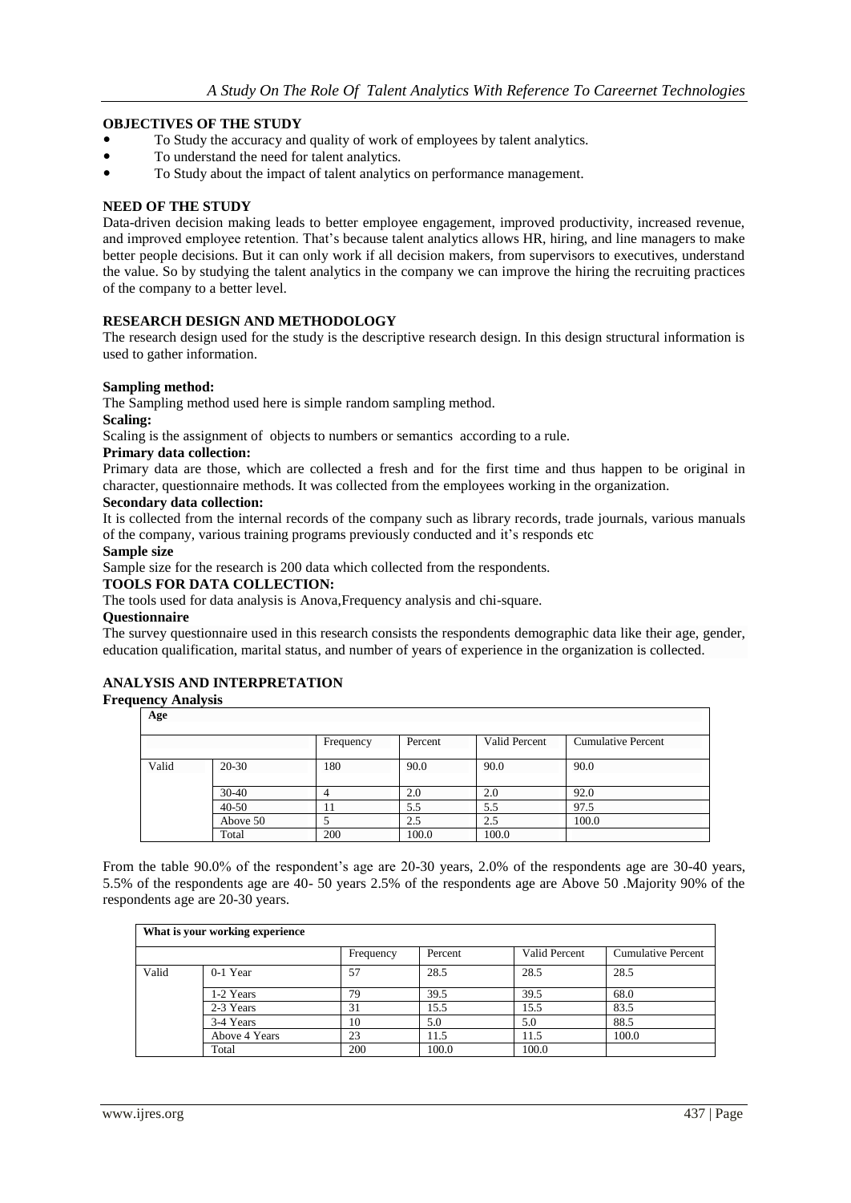## OBJECTIVES OF THE STUDY

- To Study the accuracy and quality of work of employees by talent analytics.
- To understand the need for talent analytics.
- To Study about the impact of talent analytics on performance management.

## NEED OF THE STUDY

Data-driven decision making leads to better employee engagement, improved productivity, increased revenue, and improved employee retention. That's because talent analytics allows HR, hiring, and line managers to make better people decisions. But it can only work if all decision makers, from supervisors to executives, understand the value. So by studying the talent analytics in the company we can improve the hiring the recruiting practices of the company to a better level.

## RESEARCH DESIGN AND METHODOLOGY

The research design used for the study is the descriptive research design. In this design structural information is used to gather information.

**Sampling method:**

The Sampling method used here is simple random sampling method.

**Scaling:**

Scaling is the assignment of objects to numbers or semantics according to a rule.

**Primary data collection:**

Primary data are those, which are collected a fresh and for the first time and thus happen to be original in character, questionnaire methods. It was collected from the employees working in the organization.

**Secondary data collection:**

It is collected from the internal records of the company such as library records, trade journals, various manuals of the company, various training programs previously conducted and it's responds etc

**Sample size**

Sample size for the research is 200 data which collected from the respondents.

**TOOLS FOR DATA COLLECTION:**

The tools used for data analysis is Anova,Frequency analysis and chi-square.

**Questionnaire**

The survey questionnaire used in this research consists the respondents demographic data like their age, gender, education qualification, marital status, and number of years of experience in the organization is collected.

## ANALYSIS AND INTERPRETATION

**Frequency Analysis**

| Age | | | | | |
|---|---|---|---|---|---|
| | | Frequency | Percent | Valid Percent | Cumulative Percent |
| Valid | 20-30 | 180 | 90.0 | 90.0 | 90.0 |
| | 30-40 | 4 | 2.0 | 2.0 | 92.0 |
| | 40-50 | 11 | 5.5 | 5.5 | 97.5 |
| | Above 50 | 5 | 2.5 | 2.5 | 100.0 |
| | Total | 200 | 100.0 | 100.0 | |

From the table 90.0% of the respondent's age are 20-30 years, 2.0% of the respondents age are 30-40 years, 5.5% of the respondents age are 40- 50 years 2.5% of the respondents age are Above 50 .Majority 90% of the respondents age are 20-30 years.

| What is your working experience | | | | | |
|---|---|---|---|---|---|
| | | Frequency | Percent | Valid Percent | Cumulative Percent |
| Valid | 0-1 Year | 57 | 28.5 | 28.5 | 28.5 |
| | 1-2 Years | 79 | 39.5 | 39.5 | 68.0 |
| | 2-3 Years | 31 | 15.5 | 15.5 | 83.5 |
| | 3-4 Years | 10 | 5.0 | 5.0 | 88.5 |
| | Above 4 Years | 23 | 11.5 | 11.5 | 100.0 |
| | Total | 200 | 100.0 | 100.0 | |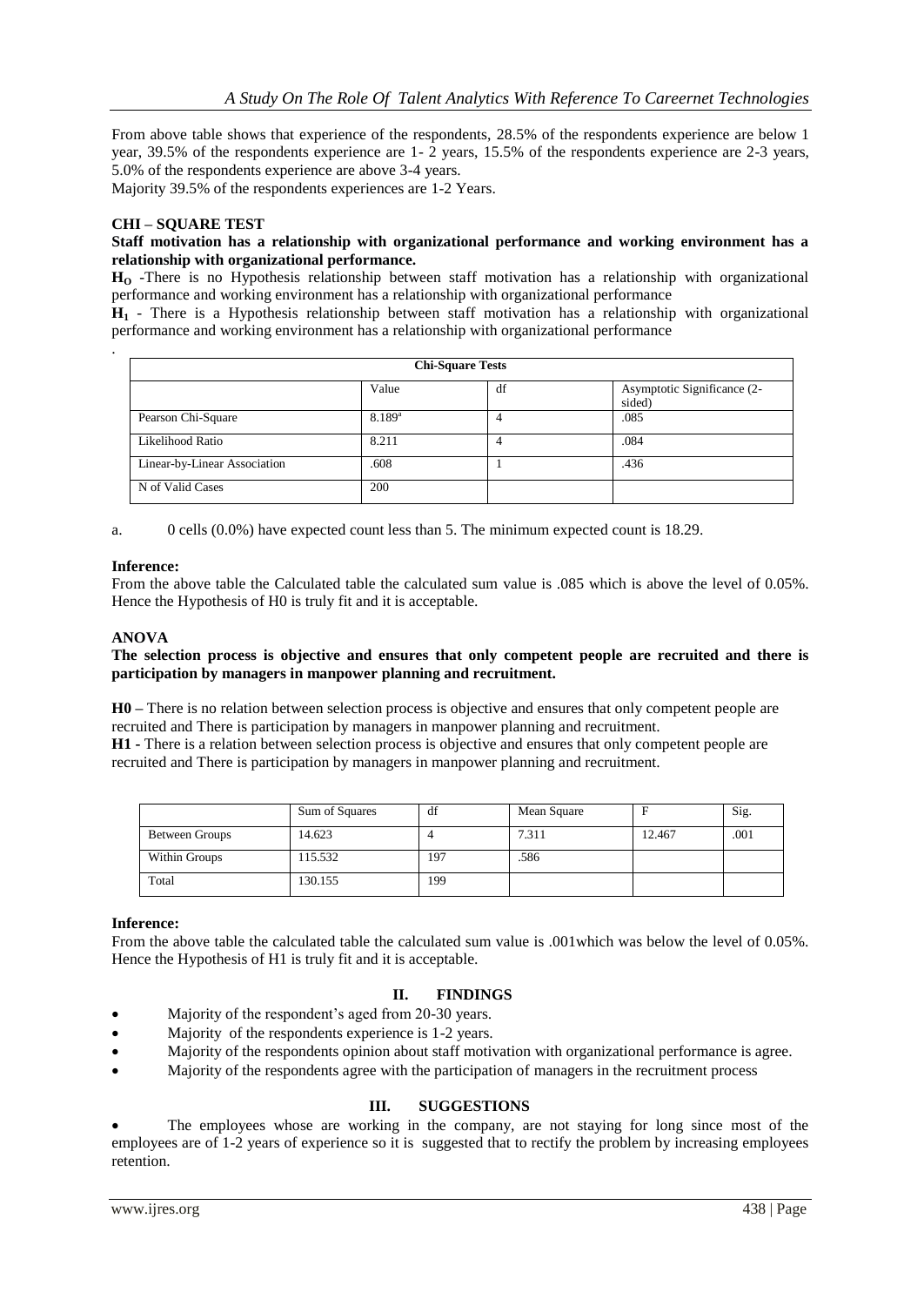From above table shows that experience of the respondents, 28.5% of the respondents experience are below 1 year, 39.5% of the respondents experience are 1- 2 years, 15.5% of the respondents experience are 2-3 years, 5.0% of the respondents experience are above 3-4 years.

Majority 39.5% of the respondents experiences are 1-2 Years.

**CHI – SQUARE TEST**

**Staff motivation has a relationship with organizational performance and working environment has a relationship with organizational performance.**

**$H_O$** -There is no Hypothesis relationship between staff motivation has a relationship with organizational performance and working environment has a relationship with organizational performance

**$H_1$** - There is a Hypothesis relationship between staff motivation has a relationship with organizational performance and working environment has a relationship with organizational performance

.

| Chi-Square Tests | | | |
|---|---|---|---|
| | Value | df | Asymptotic Significance (2-sided) |
| Pearson Chi-Square | 8.189[a] | 4 | .085 |
| Likelihood Ratio | 8.211 | 4 | .084 |
| Linear-by-Linear Association | .608 | 1 | .436 |
| N of Valid Cases | 200 | | |

a. 0 cells (0.0%) have expected count less than 5. The minimum expected count is 18.29.

**Inference:**

From the above table the Calculated table the calculated sum value is .085 which is above the level of 0.05%. Hence the Hypothesis of H0 is truly fit and it is acceptable.

**ANOVA**

**The selection process is objective and ensures that only competent people are recruited and there is participation by managers in manpower planning and recruitment.**

**H0 –** There is no relation between selection process is objective and ensures that only competent people are recruited and There is participation by managers in manpower planning and recruitment.

**H1 -** There is a relation between selection process is objective and ensures that only competent people are recruited and There is participation by managers in manpower planning and recruitment.

| | Sum of Squares | df | Mean Square | F | Sig. |
|---|---|---|---|---|---|
| Between Groups | 14.623 | 4 | 7.311 | 12.467 | .001 |
| Within Groups | 115.532 | 197 | .586 | | |
| Total | 130.155 | 199 | | | |

**Inference:**

From the above table the calculated table the calculated sum value is .001which was below the level of 0.05%. Hence the Hypothesis of H1 is truly fit and it is acceptable.

## II. FINDINGS

- Majority of the respondent's aged from 20-30 years.
- Majority of the respondents experience is 1-2 years.
- Majority of the respondents opinion about staff motivation with organizational performance is agree.
- Majority of the respondents agree with the participation of managers in the recruitment process

## III. SUGGESTIONS

- The employees whose are working in the company, are not staying for long since most of the employees are of 1-2 years of experience so it is suggested that to rectify the problem by increasing employees retention.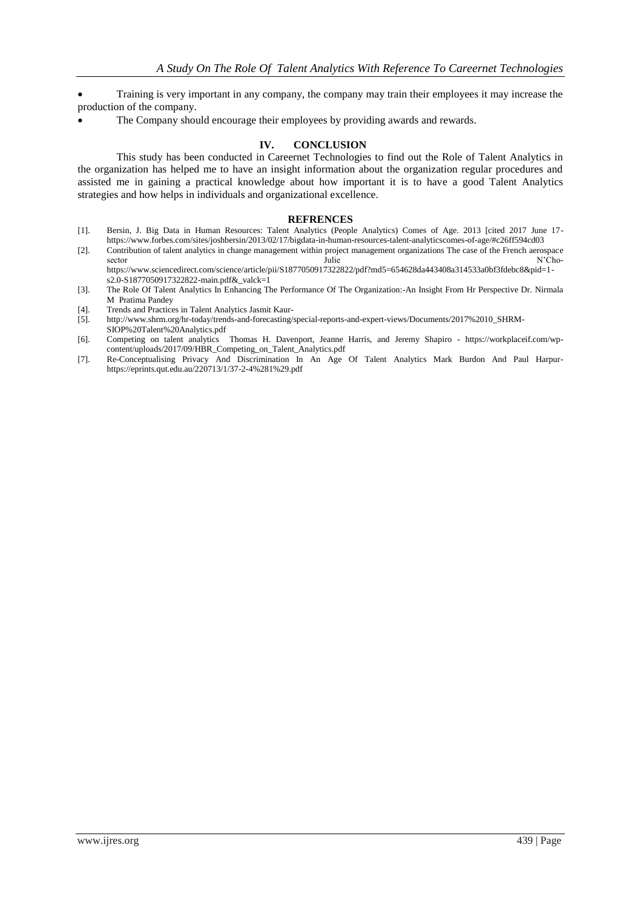- Training is very important in any company, the company may train their employees it may increase the production of the company.
- The Company should encourage their employees by providing awards and rewards.

## IV. CONCLUSION

This study has been conducted in Careernet Technologies to find out the Role of Talent Analytics in the organization has helped me to have an insight information about the organization regular procedures and assisted me in gaining a practical knowledge about how important it is to have a good Talent Analytics strategies and how helps in individuals and organizational excellence.

## REFRENCES

[1]. Bersin, J. Big Data in Human Resources: Talent Analytics (People Analytics) Comes of Age. 2013 [cited 2017 June 17- https://www.forbes.com/sites/joshbersin/2013/02/17/bigdata-in-human-resources-talent-analyticscomes-of-age/#c26ff594cd03

[2]. Contribution of talent analytics in change management within project management organizations The case of the French aerospace sector Julie N'Cho- https://www.sciencedirect.com/science/article/pii/S1877050917322822/pdf?md5=654628da443408a314533a0bf3fdebc8&pid=1-s2.0-S1877050917322822-main.pdf&_valck=1

[3]. The Role Of Talent Analytics In Enhancing The Performance Of The Organization:-An Insight From Hr Perspective Dr. Nirmala M Pratima Pandey

[4]. Trends and Practices in Talent Analytics Jasmit Kaur-

[5]. http://www.shrm.org/hr-today/trends-and-forecasting/special-reports-and-expert-views/Documents/2017%2010_SHRM-SIOP%20Talent%20Analytics.pdf

[6]. Competing on talent analytics Thomas H. Davenport, Jeanne Harris, and Jeremy Shapiro - https://workplaceif.com/wp-content/uploads/2017/09/HBR_Competing_on_Talent_Analytics.pdf

[7]. Re-Conceptualising Privacy And Discrimination In An Age Of Talent Analytics Mark Burdon And Paul Harpur- https://eprints.qut.edu.au/220713/1/37-2-4%281%29.pdf